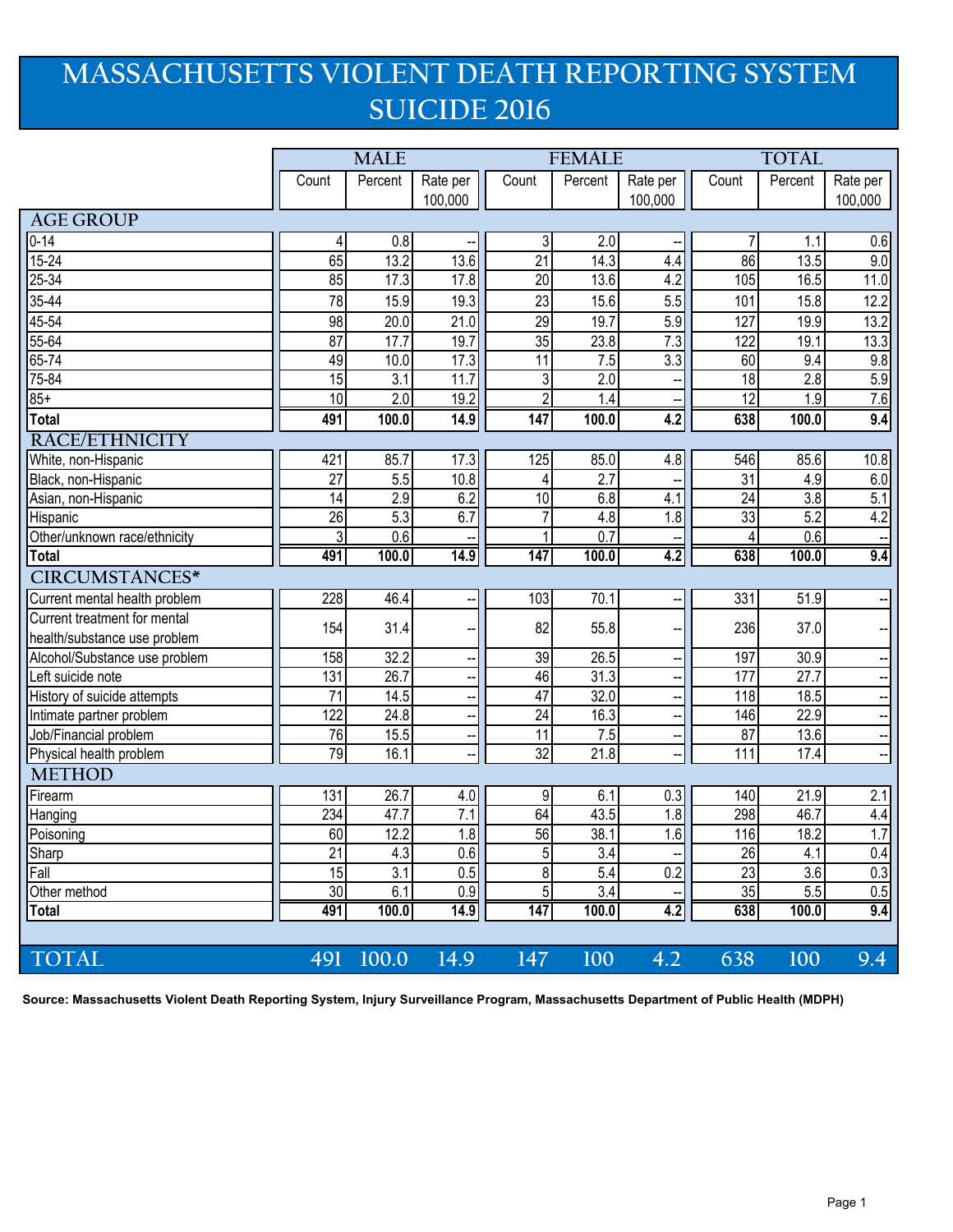# MASSACHUSETTS VIOLENT DEATH REPORTING SYSTEM SUICIDE 2016

| | MALE | | | FEMALE | | | TOTAL | | |
|---|---|---|---|---|---|---|---|---|---|
| | Count | Percent | Rate per 100,000 | Count | Percent | Rate per 100,000 | Count | Percent | Rate per 100,000 |
| **AGE GROUP** | | | | | | | | | |
| 0-14 | 4 | 0.8 | -- | 3 | 2.0 | -- | 7 | 1.1 | 0.6 |
| 15-24 | 65 | 13.2 | 13.6 | 21 | 14.3 | 4.4 | 86 | 13.5 | 9.0 |
| 25-34 | 85 | 17.3 | 17.8 | 20 | 13.6 | 4.2 | 105 | 16.5 | 11.0 |
| 35-44 | 78 | 15.9 | 19.3 | 23 | 15.6 | 5.5 | 101 | 15.8 | 12.2 |
| 45-54 | 98 | 20.0 | 21.0 | 29 | 19.7 | 5.9 | 127 | 19.9 | 13.2 |
| 55-64 | 87 | 17.7 | 19.7 | 35 | 23.8 | 7.3 | 122 | 19.1 | 13.3 |
| 65-74 | 49 | 10.0 | 17.3 | 11 | 7.5 | 3.3 | 60 | 9.4 | 9.8 |
| 75-84 | 15 | 3.1 | 11.7 | 3 | 2.0 | -- | 18 | 2.8 | 5.9 |
| 85+ | 10 | 2.0 | 19.2 | 2 | 1.4 | -- | 12 | 1.9 | 7.6 |
| **Total** | **491** | **100.0** | **14.9** | **147** | **100.0** | **4.2** | **638** | **100.0** | **9.4** |
| **RACE/ETHNICITY** | | | | | | | | | |
| White, non-Hispanic | 421 | 85.7 | 17.3 | 125 | 85.0 | 4.8 | 546 | 85.6 | 10.8 |
| Black, non-Hispanic | 27 | 5.5 | 10.8 | 4 | 2.7 | -- | 31 | 4.9 | 6.0 |
| Asian, non-Hispanic | 14 | 2.9 | 6.2 | 10 | 6.8 | 4.1 | 24 | 3.8 | 5.1 |
| Hispanic | 26 | 5.3 | 6.7 | 7 | 4.8 | 1.8 | 33 | 5.2 | 4.2 |
| Other/unknown race/ethnicity | 3 | 0.6 | -- | 1 | 0.7 | -- | 4 | 0.6 | -- |
| **Total** | **491** | **100.0** | **14.9** | **147** | **100.0** | **4.2** | **638** | **100.0** | **9.4** |
| **CIRCUMSTANCES*** | | | | | | | | | |
| Current mental health problem | 228 | 46.4 | -- | 103 | 70.1 | -- | 331 | 51.9 | -- |
| Current treatment for mental health/substance use problem | 154 | 31.4 | -- | 82 | 55.8 | -- | 236 | 37.0 | -- |
| Alcohol/Substance use problem | 158 | 32.2 | -- | 39 | 26.5 | -- | 197 | 30.9 | -- |
| Left suicide note | 131 | 26.7 | -- | 46 | 31.3 | -- | 177 | 27.7 | -- |
| History of suicide attempts | 71 | 14.5 | -- | 47 | 32.0 | -- | 118 | 18.5 | -- |
| Intimate partner problem | 122 | 24.8 | -- | 24 | 16.3 | -- | 146 | 22.9 | -- |
| Job/Financial problem | 76 | 15.5 | -- | 11 | 7.5 | -- | 87 | 13.6 | -- |
| Physical health problem | 79 | 16.1 | -- | 32 | 21.8 | -- | 111 | 17.4 | -- |
| **METHOD** | | | | | | | | | |
| Firearm | 131 | 26.7 | 4.0 | 9 | 6.1 | 0.3 | 140 | 21.9 | 2.1 |
| Hanging | 234 | 47.7 | 7.1 | 64 | 43.5 | 1.8 | 298 | 46.7 | 4.4 |
| Poisoning | 60 | 12.2 | 1.8 | 56 | 38.1 | 1.6 | 116 | 18.2 | 1.7 |
| Sharp | 21 | 4.3 | 0.6 | 5 | 3.4 | -- | 26 | 4.1 | 0.4 |
| Fall | 15 | 3.1 | 0.5 | 8 | 5.4 | 0.2 | 23 | 3.6 | 0.3 |
| Other method | 30 | 6.1 | 0.9 | 5 | 3.4 | -- | 35 | 5.5 | 0.5 |
| **Total** | **491** | **100.0** | **14.9** | **147** | **100.0** | **4.2** | **638** | **100.0** | **9.4** |
| **TOTAL** | 491 | 100.0 | 14.9 | 147 | 100 | 4.2 | 638 | 100 | 9.4 |

**Source: Massachusetts Violent Death Reporting System, Injury Surveillance Program, Massachusetts Department of Public Health (MDPH)**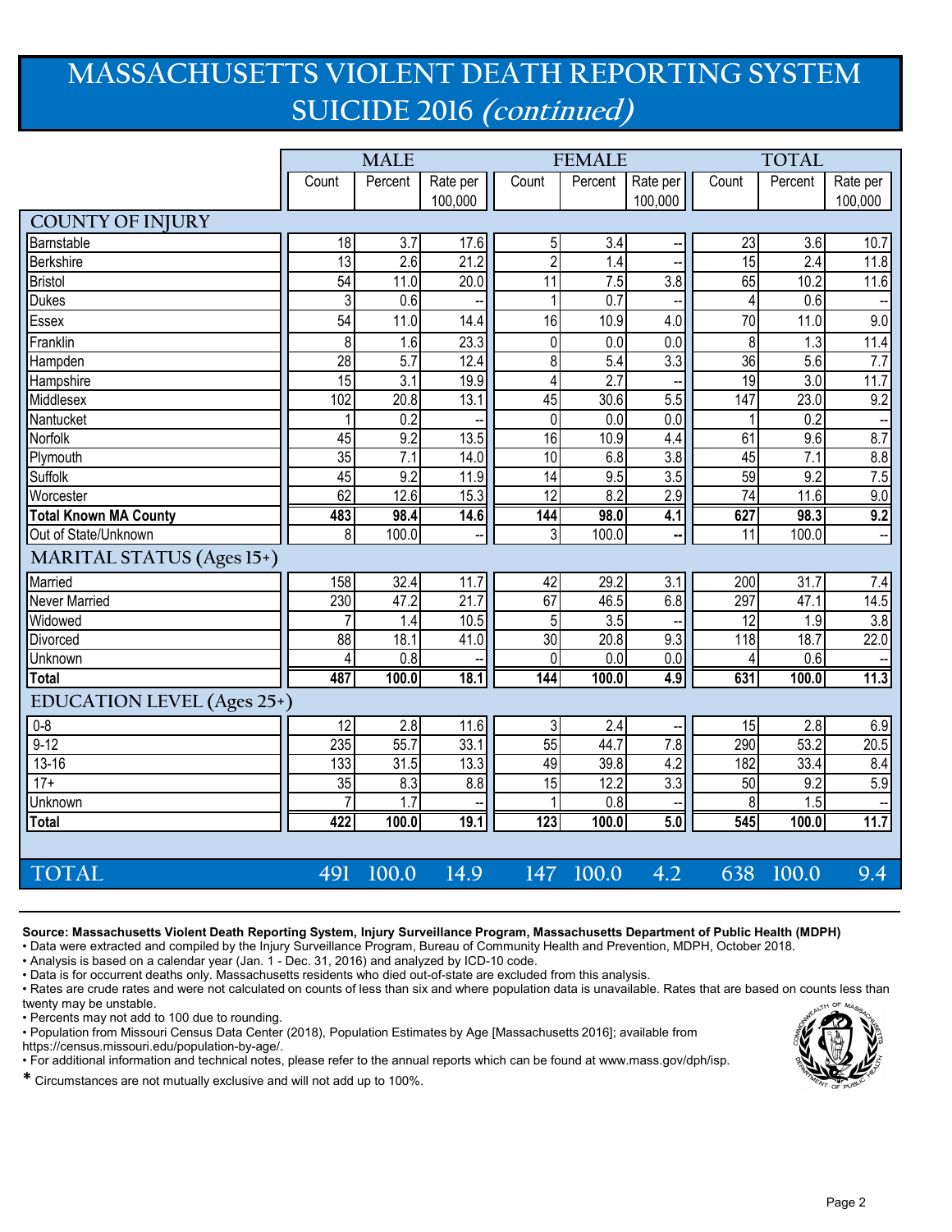# MASSACHUSETTS VIOLENT DEATH REPORTING SYSTEM SUICIDE 2016 *(continued)*

| | MALE | | | FEMALE | | | TOTAL | | |
|---|---|---|---|---|---|---|---|---|---|
| | Count | Percent | Rate per 100,000 | Count | Percent | Rate per 100,000 | Count | Percent | Rate per 100,000 |
| **COUNTY OF INJURY** | | | | | | | | | |
| Barnstable | 18 | 3.7 | 17.6 | 5 | 3.4 | -- | 23 | 3.6 | 10.7 |
| Berkshire | 13 | 2.6 | 21.2 | 2 | 1.4 | -- | 15 | 2.4 | 11.8 |
| Bristol | 54 | 11.0 | 20.0 | 11 | 7.5 | 3.8 | 65 | 10.2 | 11.6 |
| Dukes | 3 | 0.6 | -- | 1 | 0.7 | -- | 4 | 0.6 | -- |
| Essex | 54 | 11.0 | 14.4 | 16 | 10.9 | 4.0 | 70 | 11.0 | 9.0 |
| Franklin | 8 | 1.6 | 23.3 | 0 | 0.0 | 0.0 | 8 | 1.3 | 11.4 |
| Hampden | 28 | 5.7 | 12.4 | 8 | 5.4 | 3.3 | 36 | 5.6 | 7.7 |
| Hampshire | 15 | 3.1 | 19.9 | 4 | 2.7 | -- | 19 | 3.0 | 11.7 |
| Middlesex | 102 | 20.8 | 13.1 | 45 | 30.6 | 5.5 | 147 | 23.0 | 9.2 |
| Nantucket | 1 | 0.2 | -- | 0 | 0.0 | 0.0 | 1 | 0.2 | -- |
| Norfolk | 45 | 9.2 | 13.5 | 16 | 10.9 | 4.4 | 61 | 9.6 | 8.7 |
| Plymouth | 35 | 7.1 | 14.0 | 10 | 6.8 | 3.8 | 45 | 7.1 | 8.8 |
| Suffolk | 45 | 9.2 | 11.9 | 14 | 9.5 | 3.5 | 59 | 9.2 | 7.5 |
| Worcester | 62 | 12.6 | 15.3 | 12 | 8.2 | 2.9 | 74 | 11.6 | 9.0 |
| **Total Known MA County** | **483** | **98.4** | **14.6** | **144** | **98.0** | **4.1** | **627** | **98.3** | **9.2** |
| Out of State/Unknown | 8 | 100.0 | -- | 3 | 100.0 | -- | 11 | 100.0 | -- |
| **MARITAL STATUS (Ages 15+)** | | | | | | | | | |
| Married | 158 | 32.4 | 11.7 | 42 | 29.2 | 3.1 | 200 | 31.7 | 7.4 |
| Never Married | 230 | 47.2 | 21.7 | 67 | 46.5 | 6.8 | 297 | 47.1 | 14.5 |
| Widowed | 7 | 1.4 | 10.5 | 5 | 3.5 | -- | 12 | 1.9 | 3.8 |
| Divorced | 88 | 18.1 | 41.0 | 30 | 20.8 | 9.3 | 118 | 18.7 | 22.0 |
| Unknown | 4 | 0.8 | -- | 0 | 0.0 | 0.0 | 4 | 0.6 | -- |
| **Total** | **487** | **100.0** | **18.1** | **144** | **100.0** | **4.9** | **631** | **100.0** | **11.3** |
| **EDUCATION LEVEL (Ages 25+)** | | | | | | | | | |
| 0-8 | 12 | 2.8 | 11.6 | 3 | 2.4 | -- | 15 | 2.8 | 6.9 |
| 9-12 | 235 | 55.7 | 33.1 | 55 | 44.7 | 7.8 | 290 | 53.2 | 20.5 |
| 13-16 | 133 | 31.5 | 13.3 | 49 | 39.8 | 4.2 | 182 | 33.4 | 8.4 |
| 17+ | 35 | 8.3 | 8.8 | 15 | 12.2 | 3.3 | 50 | 9.2 | 5.9 |
| Unknown | 7 | 1.7 | -- | 1 | 0.8 | -- | 8 | 1.5 | -- |
| **Total** | **422** | **100.0** | **19.1** | **123** | **100.0** | **5.0** | **545** | **100.0** | **11.7** |
| **TOTAL** | **491** | **100.0** | **14.9** | **147** | **100.0** | **4.2** | **638** | **100.0** | **9.4** |

**Source: Massachusetts Violent Death Reporting System, Injury Surveillance Program, Massachusetts Department of Public Health (MDPH)**

- Data were extracted and compiled by the Injury Surveillance Program, Bureau of Community Health and Prevention, MDPH, October 2018.
- Analysis is based on a calendar year (Jan. 1 - Dec. 31, 2016) and analyzed by ICD-10 code.
- Data is for occurrent deaths only. Massachusetts residents who died out-of-state are excluded from this analysis.
- Rates are crude rates and were not calculated on counts of less than six and where population data is unavailable. Rates that are based on counts less than twenty may be unstable.
- Percents may not add to 100 due to rounding.
- Population from Missouri Census Data Center (2018), Population Estimates by Age [Massachusetts 2016]; available from https://census.missouri.edu/population-by-age/.
- For additional information and technical notes, please refer to the annual reports which can be found at www.mass.gov/dph/isp.

\* Circumstances are not mutually exclusive and will not add up to 100%.